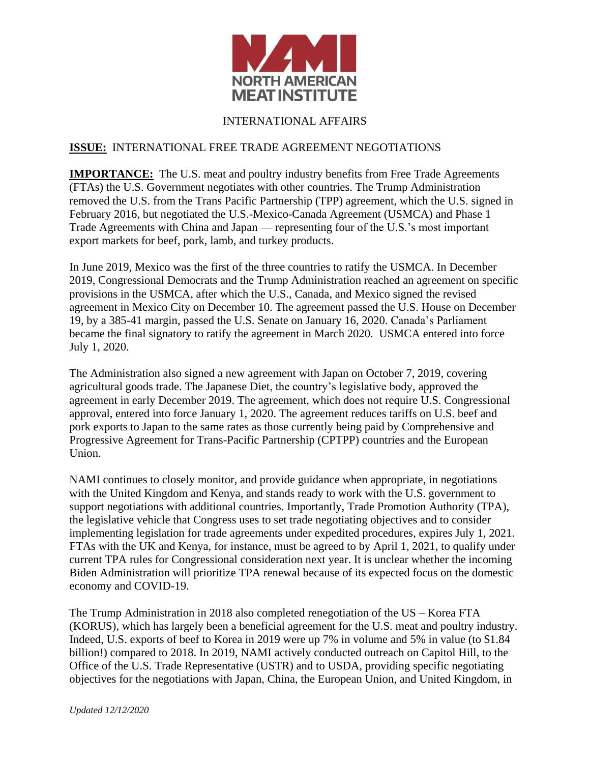NORTH AMERICAN MEAT INSTITUTE

INTERNATIONAL AFFAIRS

**ISSUE:** INTERNATIONAL FREE TRADE AGREEMENT NEGOTIATIONS

**IMPORTANCE:** The U.S. meat and poultry industry benefits from Free Trade Agreements (FTAs) the U.S. Government negotiates with other countries. The Trump Administration removed the U.S. from the Trans Pacific Partnership (TPP) agreement, which the U.S. signed in February 2016, but negotiated the U.S.-Mexico-Canada Agreement (USMCA) and Phase 1 Trade Agreements with China and Japan — representing four of the U.S.'s most important export markets for beef, pork, lamb, and turkey products.

In June 2019, Mexico was the first of the three countries to ratify the USMCA. In December 2019, Congressional Democrats and the Trump Administration reached an agreement on specific provisions in the USMCA, after which the U.S., Canada, and Mexico signed the revised agreement in Mexico City on December 10. The agreement passed the U.S. House on December 19, by a 385-41 margin, passed the U.S. Senate on January 16, 2020. Canada's Parliament became the final signatory to ratify the agreement in March 2020. USMCA entered into force July 1, 2020.

The Administration also signed a new agreement with Japan on October 7, 2019, covering agricultural goods trade. The Japanese Diet, the country's legislative body, approved the agreement in early December 2019. The agreement, which does not require U.S. Congressional approval, entered into force January 1, 2020. The agreement reduces tariffs on U.S. beef and pork exports to Japan to the same rates as those currently being paid by Comprehensive and Progressive Agreement for Trans-Pacific Partnership (CPTPP) countries and the European Union.

NAMI continues to closely monitor, and provide guidance when appropriate, in negotiations with the United Kingdom and Kenya, and stands ready to work with the U.S. government to support negotiations with additional countries. Importantly, Trade Promotion Authority (TPA), the legislative vehicle that Congress uses to set trade negotiating objectives and to consider implementing legislation for trade agreements under expedited procedures, expires July 1, 2021. FTAs with the UK and Kenya, for instance, must be agreed to by April 1, 2021, to qualify under current TPA rules for Congressional consideration next year. It is unclear whether the incoming Biden Administration will prioritize TPA renewal because of its expected focus on the domestic economy and COVID-19.

The Trump Administration in 2018 also completed renegotiation of the US – Korea FTA (KORUS), which has largely been a beneficial agreement for the U.S. meat and poultry industry. Indeed, U.S. exports of beef to Korea in 2019 were up 7% in volume and 5% in value (to $1.84 billion!) compared to 2018. In 2019, NAMI actively conducted outreach on Capitol Hill, to the Office of the U.S. Trade Representative (USTR) and to USDA, providing specific negotiating objectives for the negotiations with Japan, China, the European Union, and United Kingdom, in

*Updated 12/12/2020*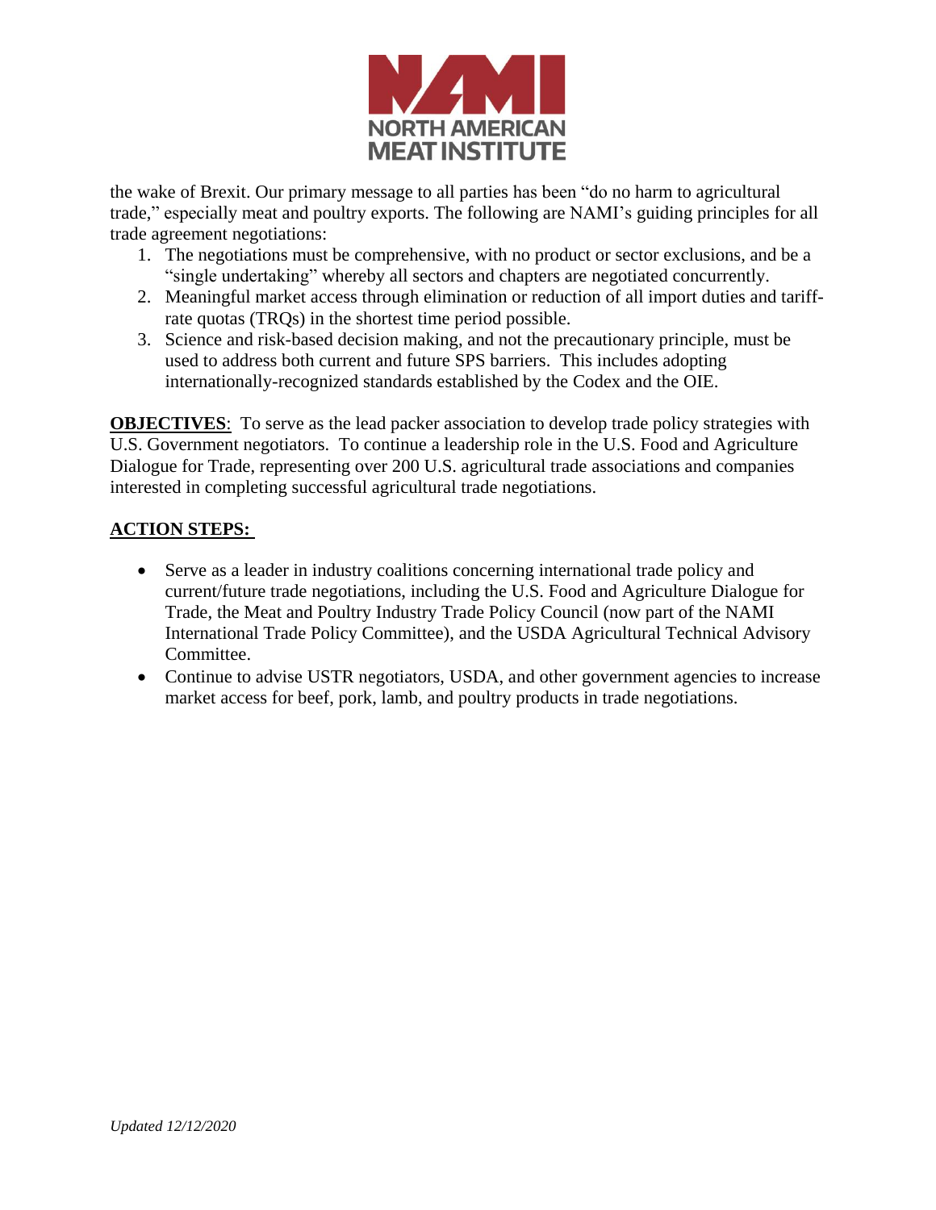the wake of Brexit. Our primary message to all parties has been "do no harm to agricultural trade," especially meat and poultry exports. The following are NAMI's guiding principles for all trade agreement negotiations:

1. The negotiations must be comprehensive, with no product or sector exclusions, and be a "single undertaking" whereby all sectors and chapters are negotiated concurrently.
2. Meaningful market access through elimination or reduction of all import duties and tariff-rate quotas (TRQs) in the shortest time period possible.
3. Science and risk-based decision making, and not the precautionary principle, must be used to address both current and future SPS barriers. This includes adopting internationally-recognized standards established by the Codex and the OIE.

**OBJECTIVES**: To serve as the lead packer association to develop trade policy strategies with U.S. Government negotiators. To continue a leadership role in the U.S. Food and Agriculture Dialogue for Trade, representing over 200 U.S. agricultural trade associations and companies interested in completing successful agricultural trade negotiations.

**ACTION STEPS:**

- Serve as a leader in industry coalitions concerning international trade policy and current/future trade negotiations, including the U.S. Food and Agriculture Dialogue for Trade, the Meat and Poultry Industry Trade Policy Council (now part of the NAMI International Trade Policy Committee), and the USDA Agricultural Technical Advisory Committee.
- Continue to advise USTR negotiators, USDA, and other government agencies to increase market access for beef, pork, lamb, and poultry products in trade negotiations.

*Updated 12/12/2020*